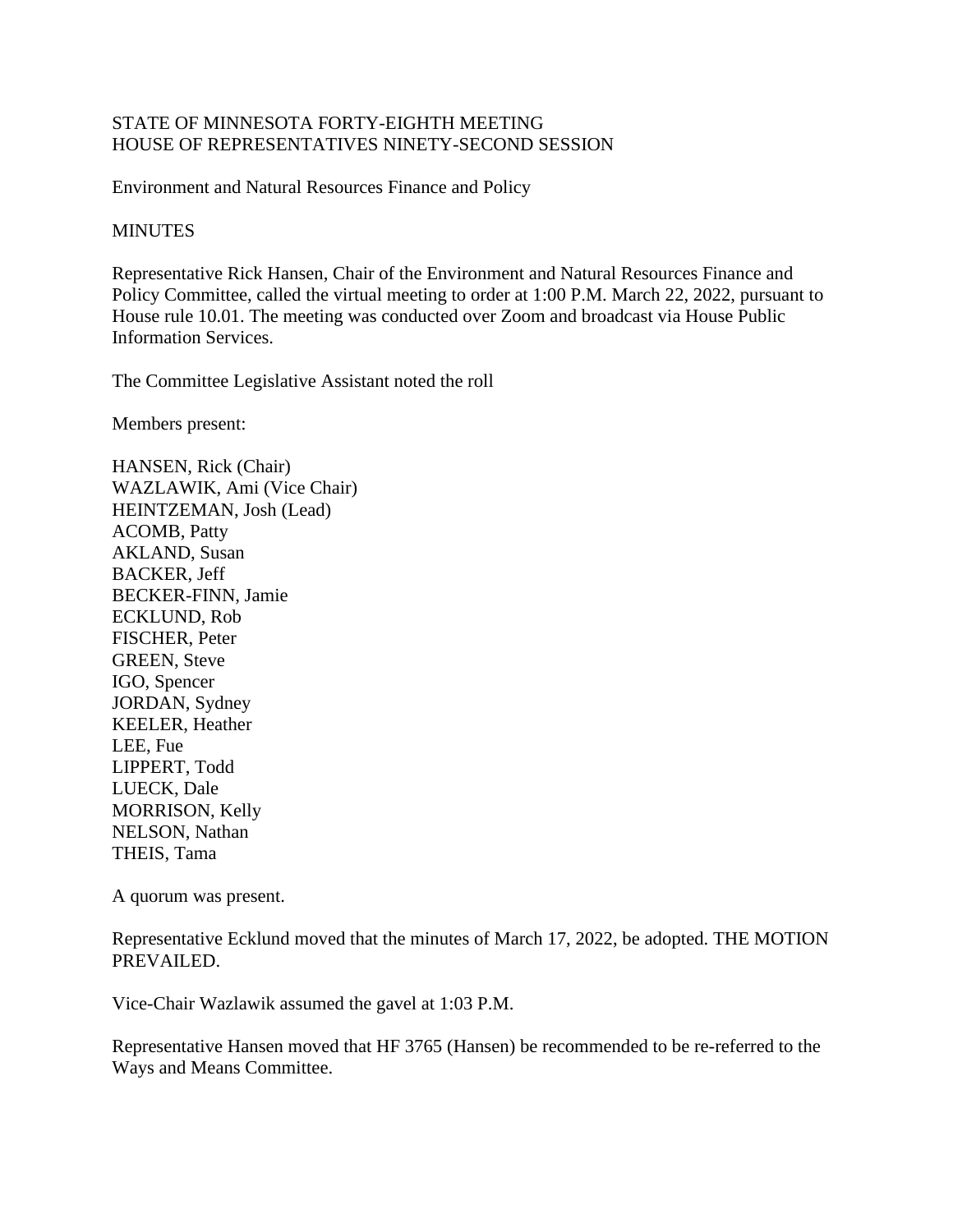STATE OF MINNESOTA FORTY-EIGHTH MEETING
HOUSE OF REPRESENTATIVES NINETY-SECOND SESSION

Environment and Natural Resources Finance and Policy

MINUTES

Representative Rick Hansen, Chair of the Environment and Natural Resources Finance and Policy Committee, called the virtual meeting to order at 1:00 P.M. March 22, 2022, pursuant to House rule 10.01. The meeting was conducted over Zoom and broadcast via House Public Information Services.

The Committee Legislative Assistant noted the roll

Members present:

HANSEN, Rick (Chair)
WAZLAWIK, Ami (Vice Chair)
HEINTZEMAN, Josh (Lead)
ACOMB, Patty
AKLAND, Susan
BACKER, Jeff
BECKER-FINN, Jamie
ECKLUND, Rob
FISCHER, Peter
GREEN, Steve
IGO, Spencer
JORDAN, Sydney
KEELER, Heather
LEE, Fue
LIPPERT, Todd
LUECK, Dale
MORRISON, Kelly
NELSON, Nathan
THEIS, Tama

A quorum was present.

Representative Ecklund moved that the minutes of March 17, 2022, be adopted. THE MOTION PREVAILED.

Vice-Chair Wazlawik assumed the gavel at 1:03 P.M.

Representative Hansen moved that HF 3765 (Hansen) be recommended to be re-referred to the Ways and Means Committee.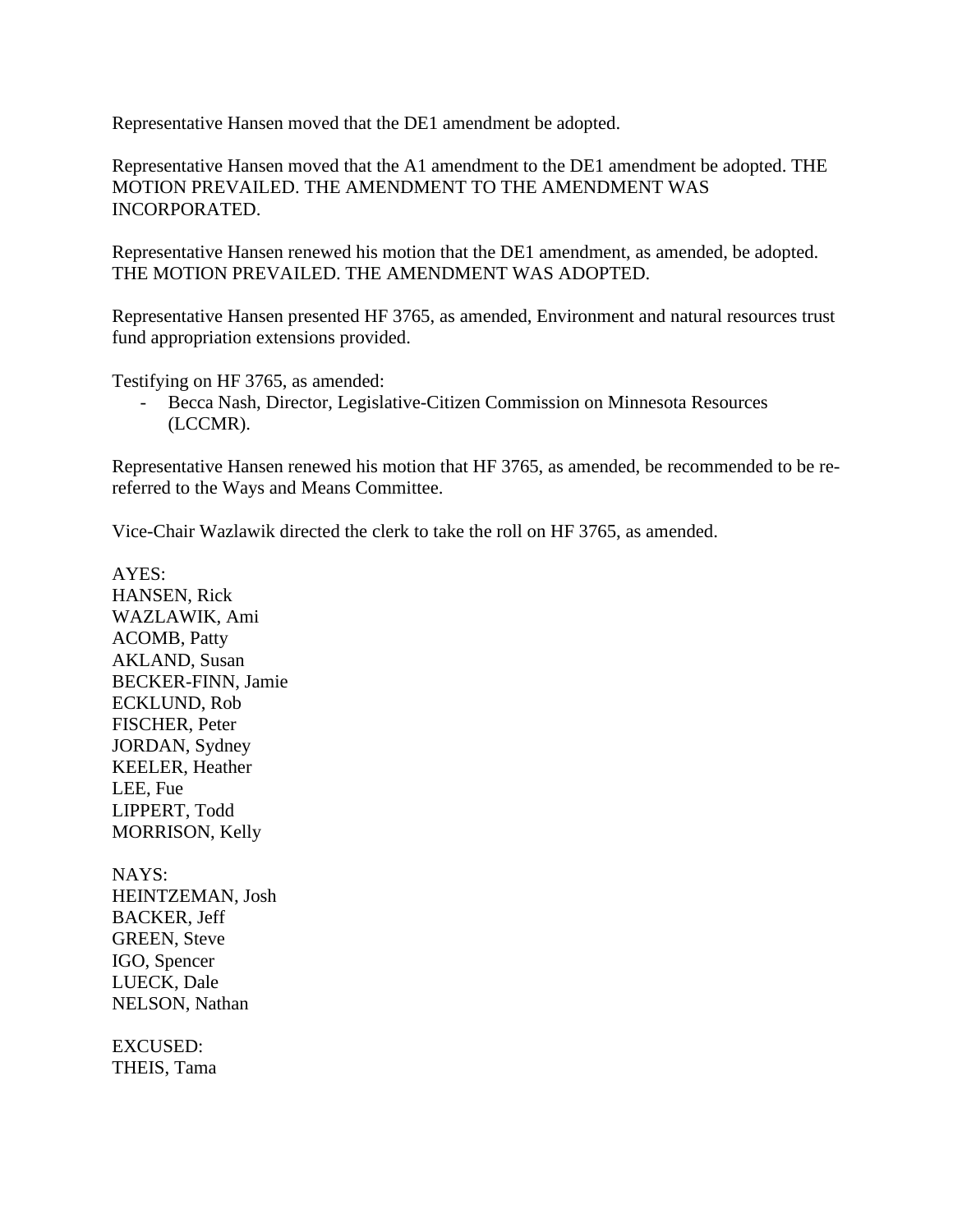Representative Hansen moved that the DE1 amendment be adopted.

Representative Hansen moved that the A1 amendment to the DE1 amendment be adopted. THE MOTION PREVAILED. THE AMENDMENT TO THE AMENDMENT WAS INCORPORATED.

Representative Hansen renewed his motion that the DE1 amendment, as amended, be adopted. THE MOTION PREVAILED. THE AMENDMENT WAS ADOPTED.

Representative Hansen presented HF 3765, as amended, Environment and natural resources trust fund appropriation extensions provided.

Testifying on HF 3765, as amended:

- Becca Nash, Director, Legislative-Citizen Commission on Minnesota Resources (LCCMR).

Representative Hansen renewed his motion that HF 3765, as amended, be recommended to be re-referred to the Ways and Means Committee.

Vice-Chair Wazlawik directed the clerk to take the roll on HF 3765, as amended.

AYES:
HANSEN, Rick
WAZLAWIK, Ami
ACOMB, Patty
AKLAND, Susan
BECKER-FINN, Jamie
ECKLUND, Rob
FISCHER, Peter
JORDAN, Sydney
KEELER, Heather
LEE, Fue
LIPPERT, Todd
MORRISON, Kelly

NAYS:
HEINTZEMAN, Josh
BACKER, Jeff
GREEN, Steve
IGO, Spencer
LUECK, Dale
NELSON, Nathan

EXCUSED:
THEIS, Tama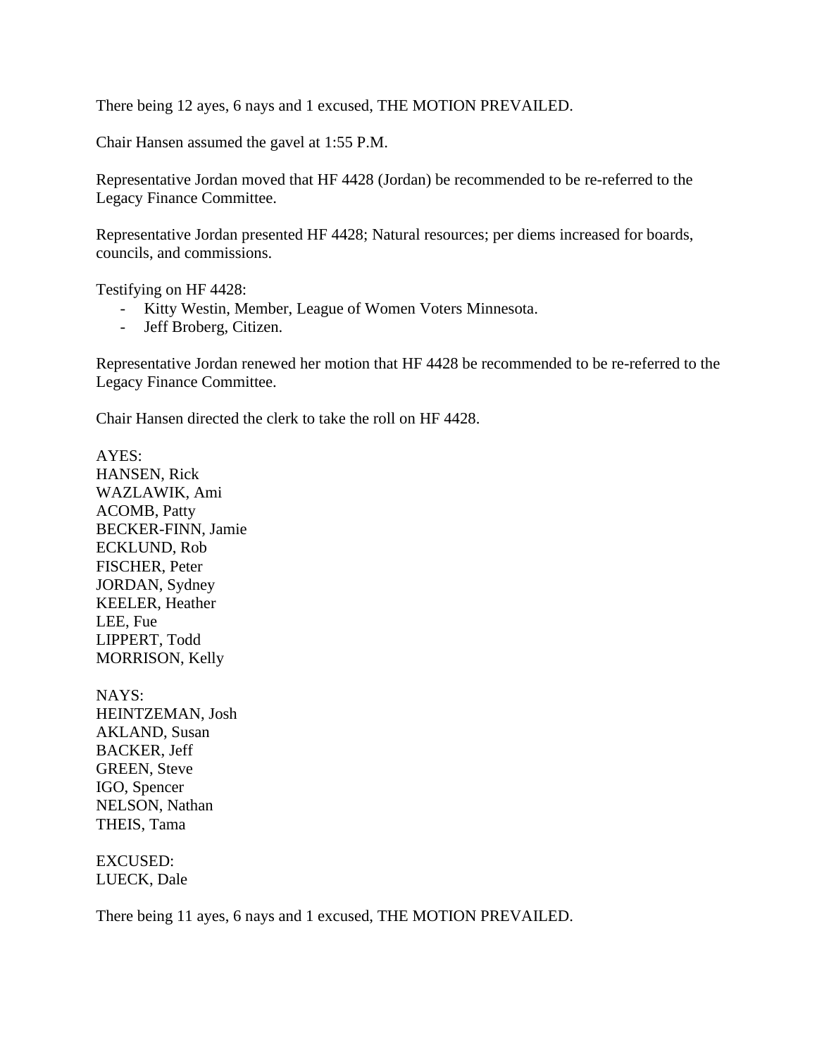There being 12 ayes, 6 nays and 1 excused, THE MOTION PREVAILED.

Chair Hansen assumed the gavel at 1:55 P.M.

Representative Jordan moved that HF 4428 (Jordan) be recommended to be re-referred to the Legacy Finance Committee.

Representative Jordan presented HF 4428; Natural resources; per diems increased for boards, councils, and commissions.

Testifying on HF 4428:

- Kitty Westin, Member, League of Women Voters Minnesota.
- Jeff Broberg, Citizen.

Representative Jordan renewed her motion that HF 4428 be recommended to be re-referred to the Legacy Finance Committee.

Chair Hansen directed the clerk to take the roll on HF 4428.

AYES:
HANSEN, Rick
WAZLAWIK, Ami
ACOMB, Patty
BECKER-FINN, Jamie
ECKLUND, Rob
FISCHER, Peter
JORDAN, Sydney
KEELER, Heather
LEE, Fue
LIPPERT, Todd
MORRISON, Kelly

NAYS:
HEINTZEMAN, Josh
AKLAND, Susan
BACKER, Jeff
GREEN, Steve
IGO, Spencer
NELSON, Nathan
THEIS, Tama

EXCUSED:
LUECK, Dale

There being 11 ayes, 6 nays and 1 excused, THE MOTION PREVAILED.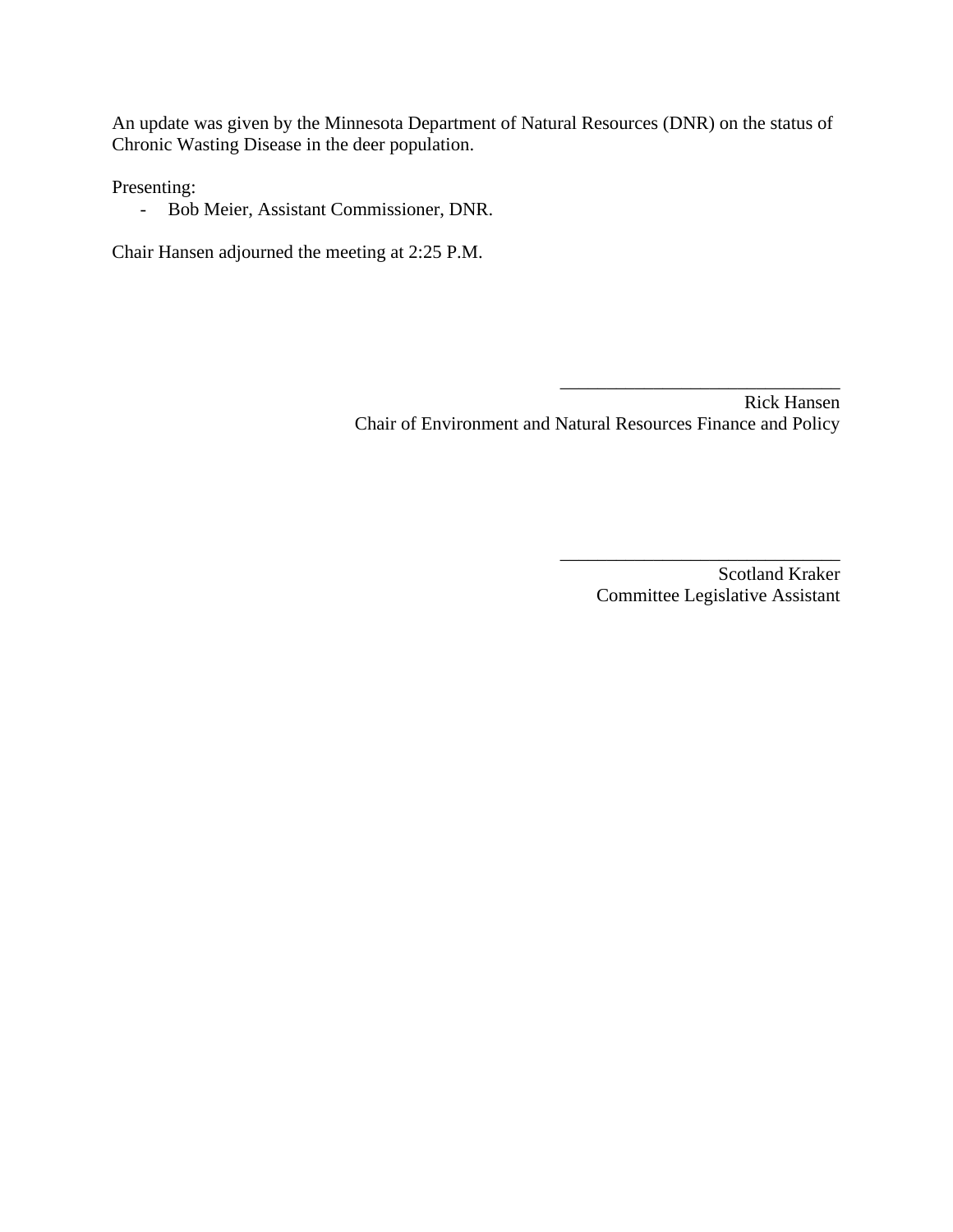An update was given by the Minnesota Department of Natural Resources (DNR) on the status of Chronic Wasting Disease in the deer population.

Presenting:

- Bob Meier, Assistant Commissioner, DNR.

Chair Hansen adjourned the meeting at 2:25 P.M.

______________________________
Rick Hansen
Chair of Environment and Natural Resources Finance and Policy

______________________________
Scotland Kraker
Committee Legislative Assistant